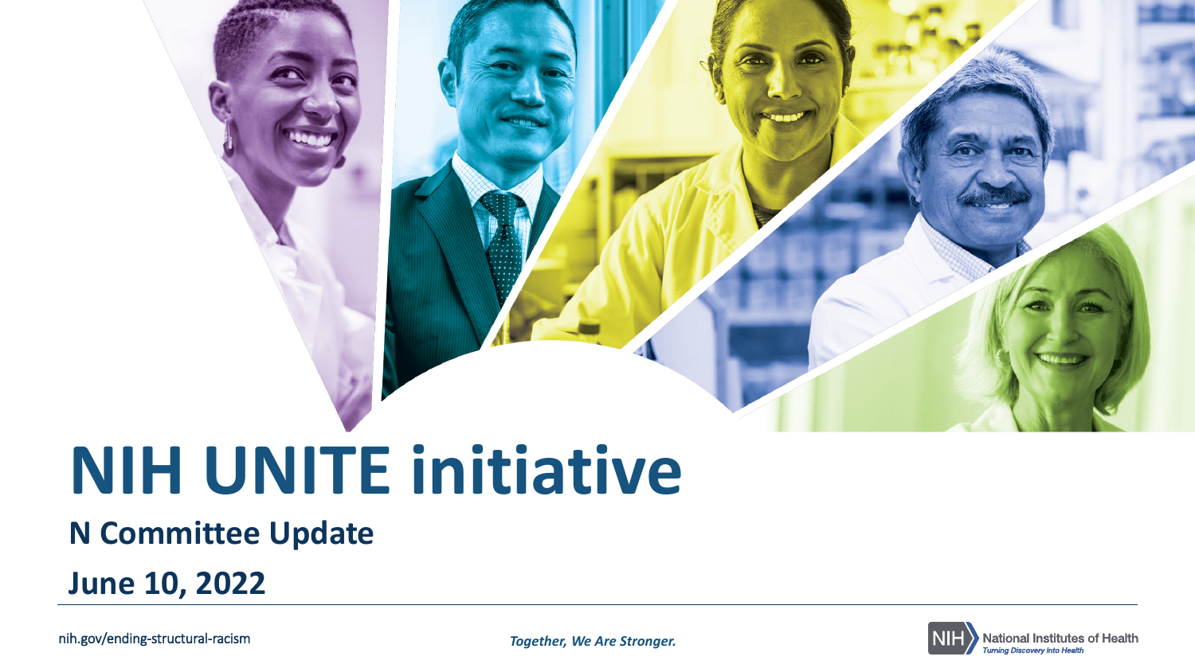# NIH UNITE initiative

## N Committee Update

## June 10, 2022

nih.gov/ending-structural-racism

*Together, We Are Stronger.*

NIH National Institutes of Health
*Turning Discovery Into Health*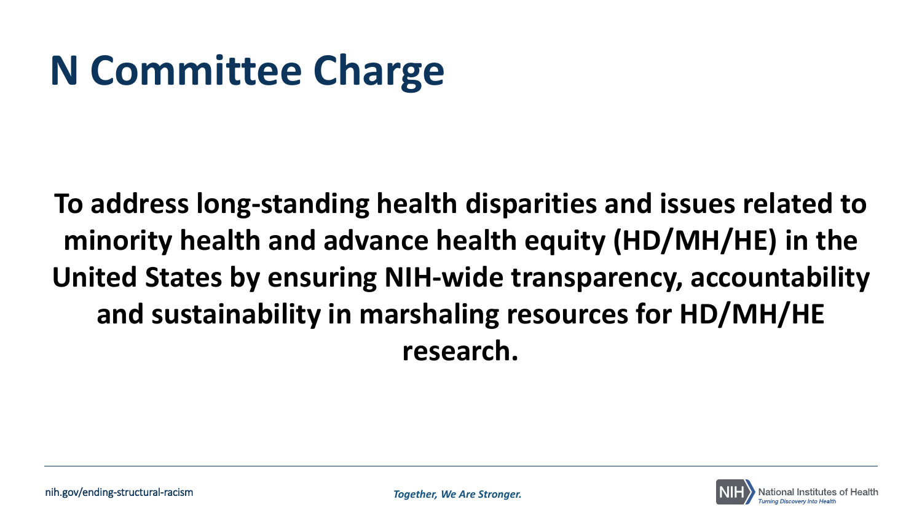# N Committee Charge

**To address long-standing health disparities and issues related to minority health and advance health equity (HD/MH/HE) in the United States by ensuring NIH-wide transparency, accountability and sustainability in marshaling resources for HD/MH/HE research.**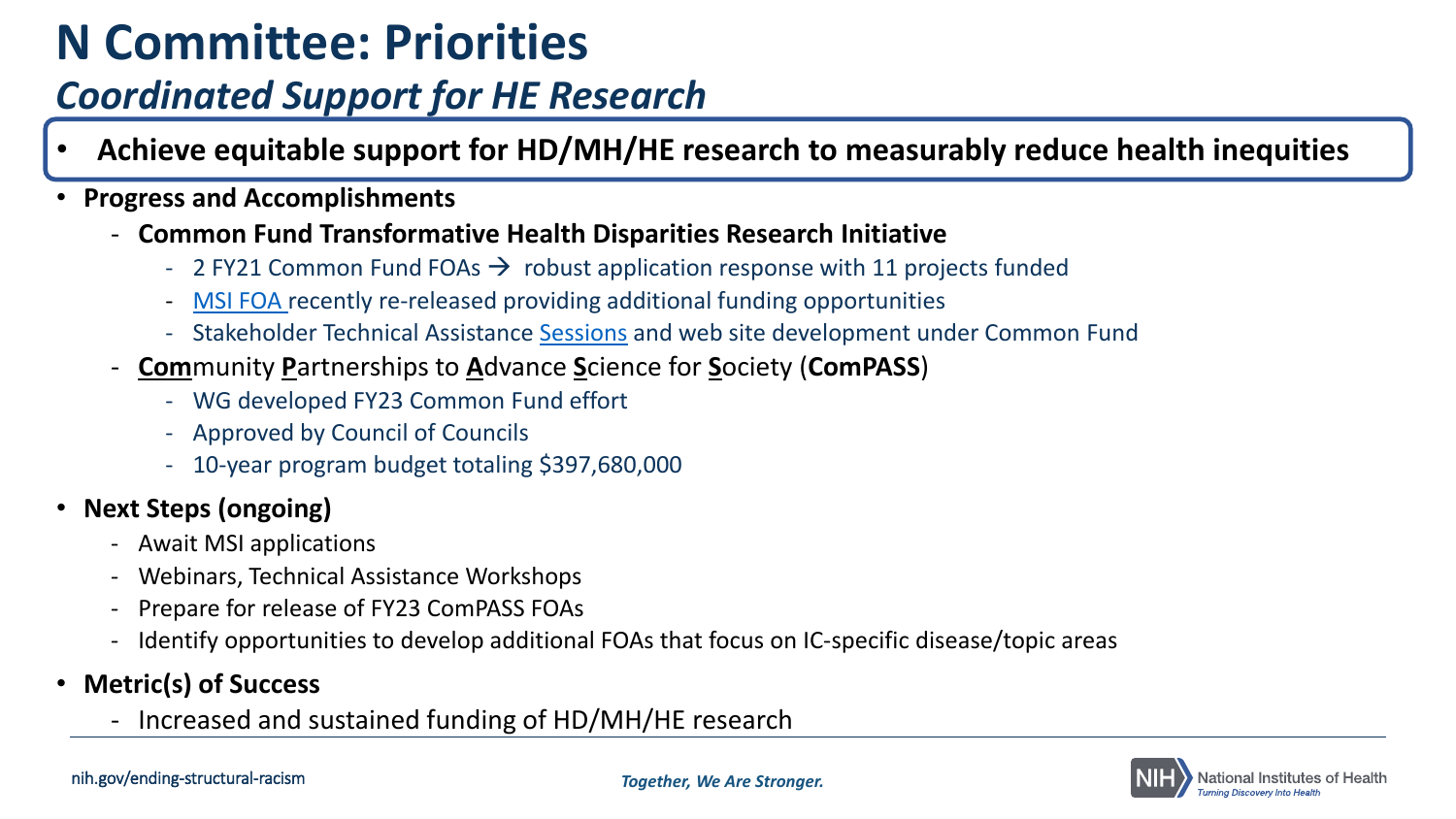# N Committee: Priorities

## *Coordinated Support for HE Research*

- **Achieve equitable support for HD/MH/HE research to measurably reduce health inequities**

- **Progress and Accomplishments**
  - **Common Fund Transformative Health Disparities Research Initiative**
    - 2 FY21 Common Fund FOAs → robust application response with 11 projects funded
    - MSI FOA recently re-released providing additional funding opportunities
    - Stakeholder Technical Assistance Sessions and web site development under Common Fund
  - **Com**munity **P**artnerships to **A**dvance **S**cience for **S**ociety (**ComPASS**)
    - WG developed FY23 Common Fund effort
    - Approved by Council of Councils
    - 10-year program budget totaling $397,680,000

- **Next Steps (ongoing)**
  - Await MSI applications
  - Webinars, Technical Assistance Workshops
  - Prepare for release of FY23 ComPASS FOAs
  - Identify opportunities to develop additional FOAs that focus on IC-specific disease/topic areas

- **Metric(s) of Success**
  - Increased and sustained funding of HD/MH/HE research

nih.gov/ending-structural-racism

*Together, We Are Stronger.*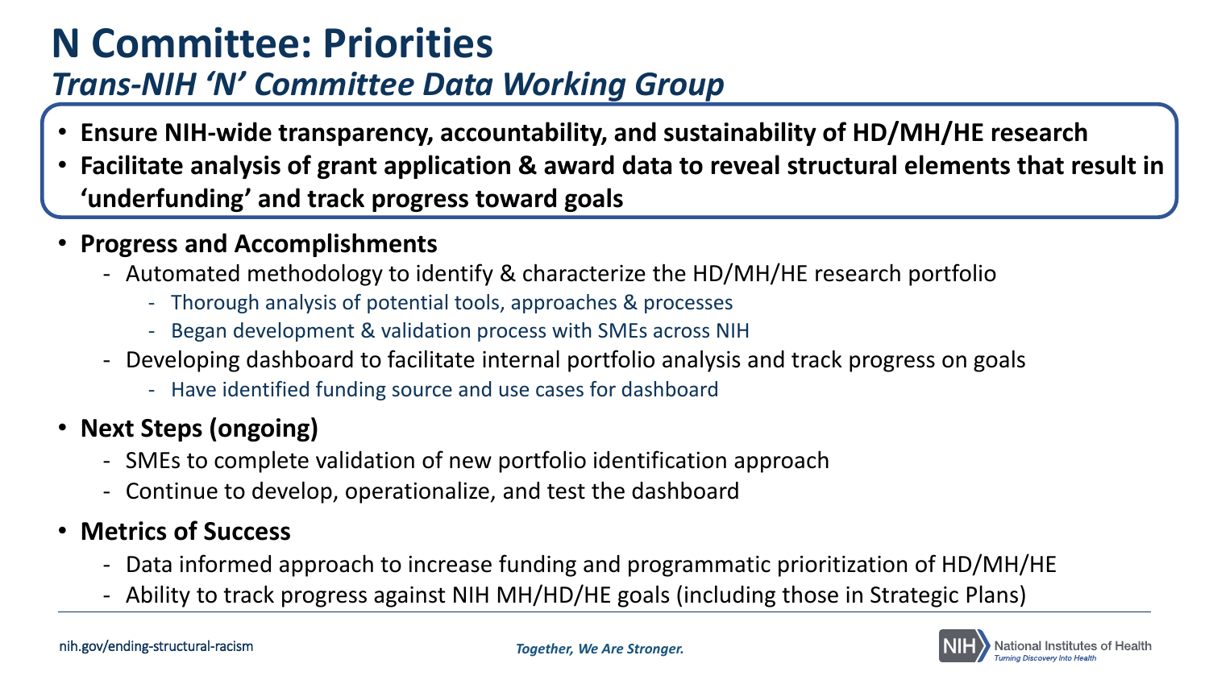# N Committee: Priorities

## *Trans-NIH 'N' Committee Data Working Group*

- **Ensure NIH-wide transparency, accountability, and sustainability of HD/MH/HE research**
- **Facilitate analysis of grant application & award data to reveal structural elements that result in 'underfunding' and track progress toward goals**

- **Progress and Accomplishments**
  - Automated methodology to identify & characterize the HD/MH/HE research portfolio
    - Thorough analysis of potential tools, approaches & processes
    - Began development & validation process with SMEs across NIH
  - Developing dashboard to facilitate internal portfolio analysis and track progress on goals
    - Have identified funding source and use cases for dashboard
- **Next Steps (ongoing)**
  - SMEs to complete validation of new portfolio identification approach
  - Continue to develop, operationalize, and test the dashboard
- **Metrics of Success**
  - Data informed approach to increase funding and programmatic prioritization of HD/MH/HE
  - Ability to track progress against NIH MH/HD/HE goals (including those in Strategic Plans)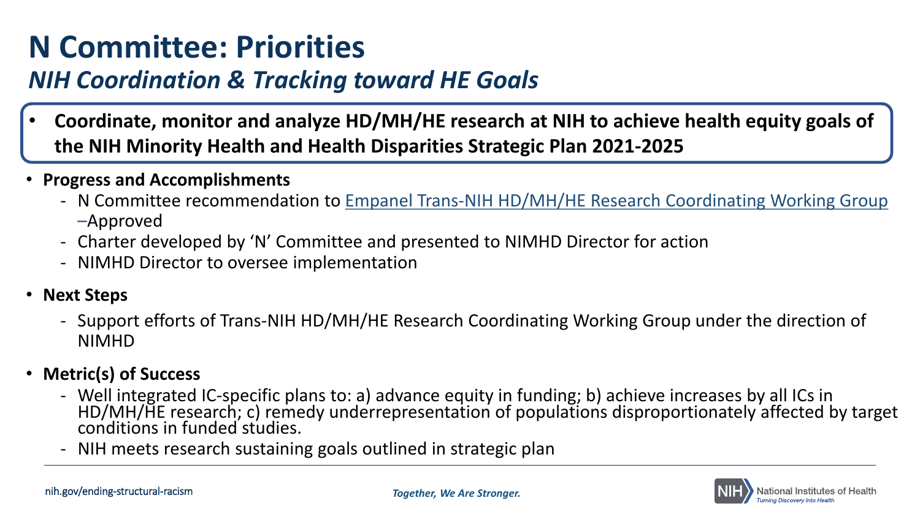# N Committee: Priorities

## *NIH Coordination & Tracking toward HE Goals*

- **Coordinate, monitor and analyze HD/MH/HE research at NIH to achieve health equity goals of the NIH Minority Health and Health Disparities Strategic Plan 2021-2025**

- **Progress and Accomplishments**
  - N Committee recommendation to Empanel Trans-NIH HD/MH/HE Research Coordinating Working Group –Approved
  - Charter developed by 'N' Committee and presented to NIMHD Director for action
  - NIMHD Director to oversee implementation

- **Next Steps**
  - Support efforts of Trans-NIH HD/MH/HE Research Coordinating Working Group under the direction of NIMHD

- **Metric(s) of Success**
  - Well integrated IC-specific plans to: a) advance equity in funding; b) achieve increases by all ICs in HD/MH/HE research; c) remedy underrepresentation of populations disproportionately affected by target conditions in funded studies.
  - NIH meets research sustaining goals outlined in strategic plan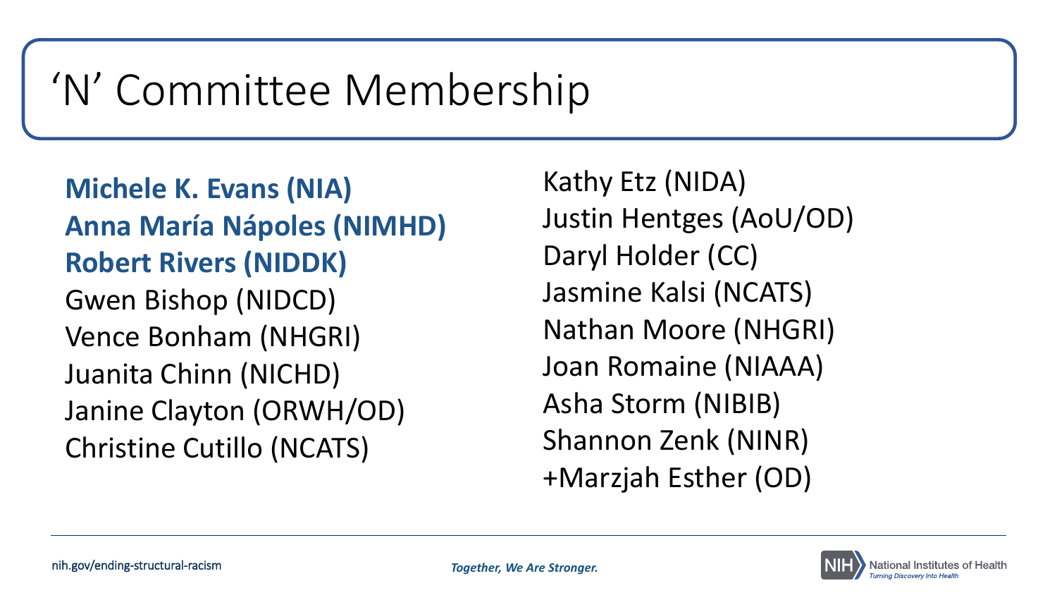# ‘N’ Committee Membership

**Michele K. Evans (NIA)**
**Anna María Nápoles (NIMHD)**
**Robert Rivers (NIDDK)**
Gwen Bishop (NIDCD)
Vence Bonham (NHGRI)
Juanita Chinn (NICHD)
Janine Clayton (ORWH/OD)
Christine Cutillo (NCATS)
Kathy Etz (NIDA)
Justin Hentges (AoU/OD)
Daryl Holder (CC)
Jasmine Kalsi (NCATS)
Nathan Moore (NHGRI)
Joan Romaine (NIAAA)
Asha Storm (NIBIB)
Shannon Zenk (NINR)
+Marzjah Esther (OD)

nih.gov/ending-structural-racism

*Together, We Are Stronger.*